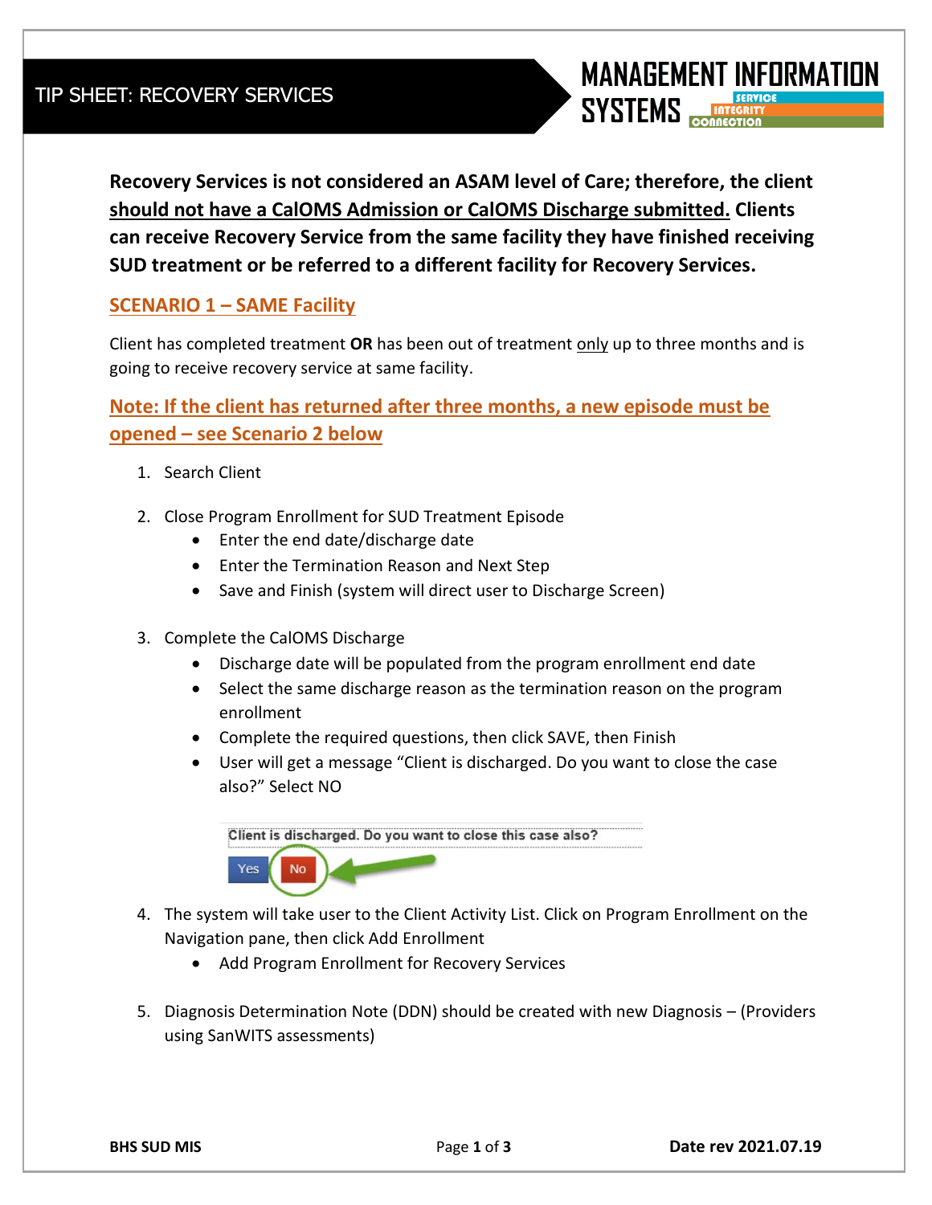# TIP SHEET: RECOVERY SERVICES

**Recovery Services is not considered an ASAM level of Care; therefore, the client should not have a CalOMS Admission or CalOMS Discharge submitted. Clients can receive Recovery Service from the same facility they have finished receiving SUD treatment or be referred to a different facility for Recovery Services.**

## SCENARIO 1 – SAME Facility

Client has completed treatment **OR** has been out of treatment only up to three months and is going to receive recovery service at same facility.

### Note: If the client has returned after three months, a new episode must be opened – see Scenario 2 below

1. Search Client
2. Close Program Enrollment for SUD Treatment Episode
   - Enter the end date/discharge date
   - Enter the Termination Reason and Next Step
   - Save and Finish (system will direct user to Discharge Screen)
3. Complete the CalOMS Discharge
   - Discharge date will be populated from the program enrollment end date
   - Select the same discharge reason as the termination reason on the program enrollment
   - Complete the required questions, then click SAVE, then Finish
   - User will get a message "Client is discharged. Do you want to close the case also?" Select NO

   Client is discharged. Do you want to close this case also?

   Yes | No

4. The system will take user to the Client Activity List. Click on Program Enrollment on the Navigation pane, then click Add Enrollment
   - Add Program Enrollment for Recovery Services
5. Diagnosis Determination Note (DDN) should be created with new Diagnosis – (Providers using SanWITS assessments)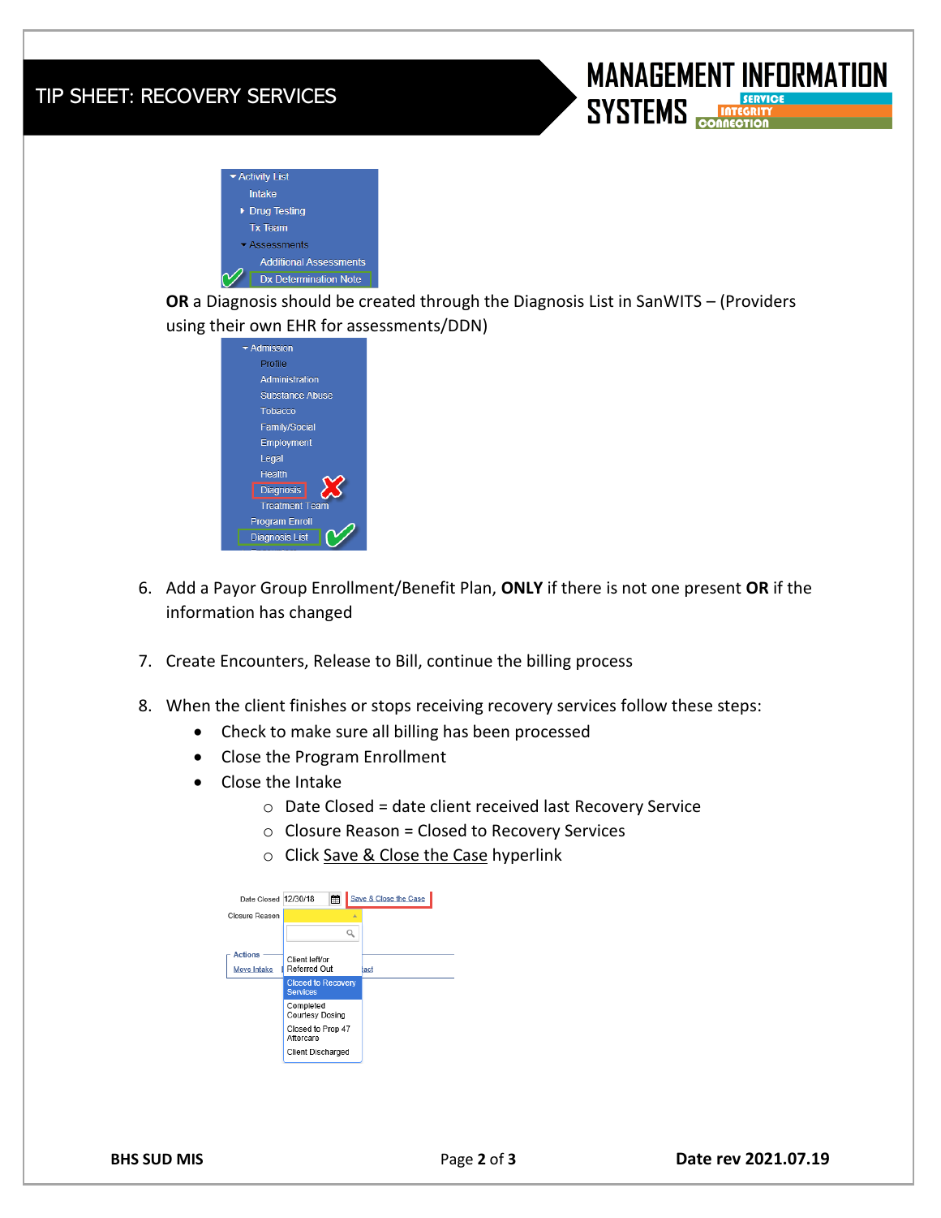OR a Diagnosis should be created through the Diagnosis List in SanWITS – (Providers using their own EHR for assessments/DDN)

6. Add a Payor Group Enrollment/Benefit Plan, **ONLY** if there is not one present **OR** if the information has changed

7. Create Encounters, Release to Bill, continue the billing process

8. When the client finishes or stops receiving recovery services follow these steps:
   - Check to make sure all billing has been processed
   - Close the Program Enrollment
   - Close the Intake
     - Date Closed = date client received last Recovery Service
     - Closure Reason = Closed to Recovery Services
     - Click Save & Close the Case hyperlink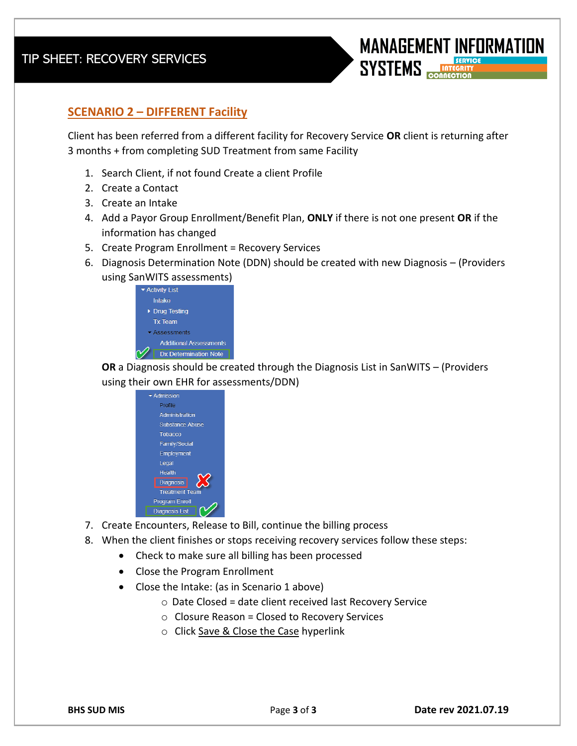## SCENARIO 2 – DIFFERENT Facility

Client has been referred from a different facility for Recovery Service **OR** client is returning after 3 months + from completing SUD Treatment from same Facility

1. Search Client, if not found Create a client Profile
2. Create a Contact
3. Create an Intake
4. Add a Payor Group Enrollment/Benefit Plan, **ONLY** if there is not one present **OR** if the information has changed
5. Create Program Enrollment = Recovery Services
6. Diagnosis Determination Note (DDN) should be created with new Diagnosis – (Providers using SanWITS assessments)

   Activity List
   Intake
   Drug Testing
   Tx Team
   Assessments
   Additional Assessments
   Dx Determination Note

   **OR** a Diagnosis should be created through the Diagnosis List in SanWITS – (Providers using their own EHR for assessments/DDN)

   Admission
   Profile
   Administration
   Substance Abuse
   Tobacco
   Family/Social
   Employment
   Legal
   Health
   Diagnosis
   Treatment Team
   Program Enroll
   Diagnosis List

7. Create Encounters, Release to Bill, continue the billing process
8. When the client finishes or stops receiving recovery services follow these steps:
   - Check to make sure all billing has been processed
   - Close the Program Enrollment
   - Close the Intake: (as in Scenario 1 above)
     - Date Closed = date client received last Recovery Service
     - Closure Reason = Closed to Recovery Services
     - Click Save & Close the Case hyperlink